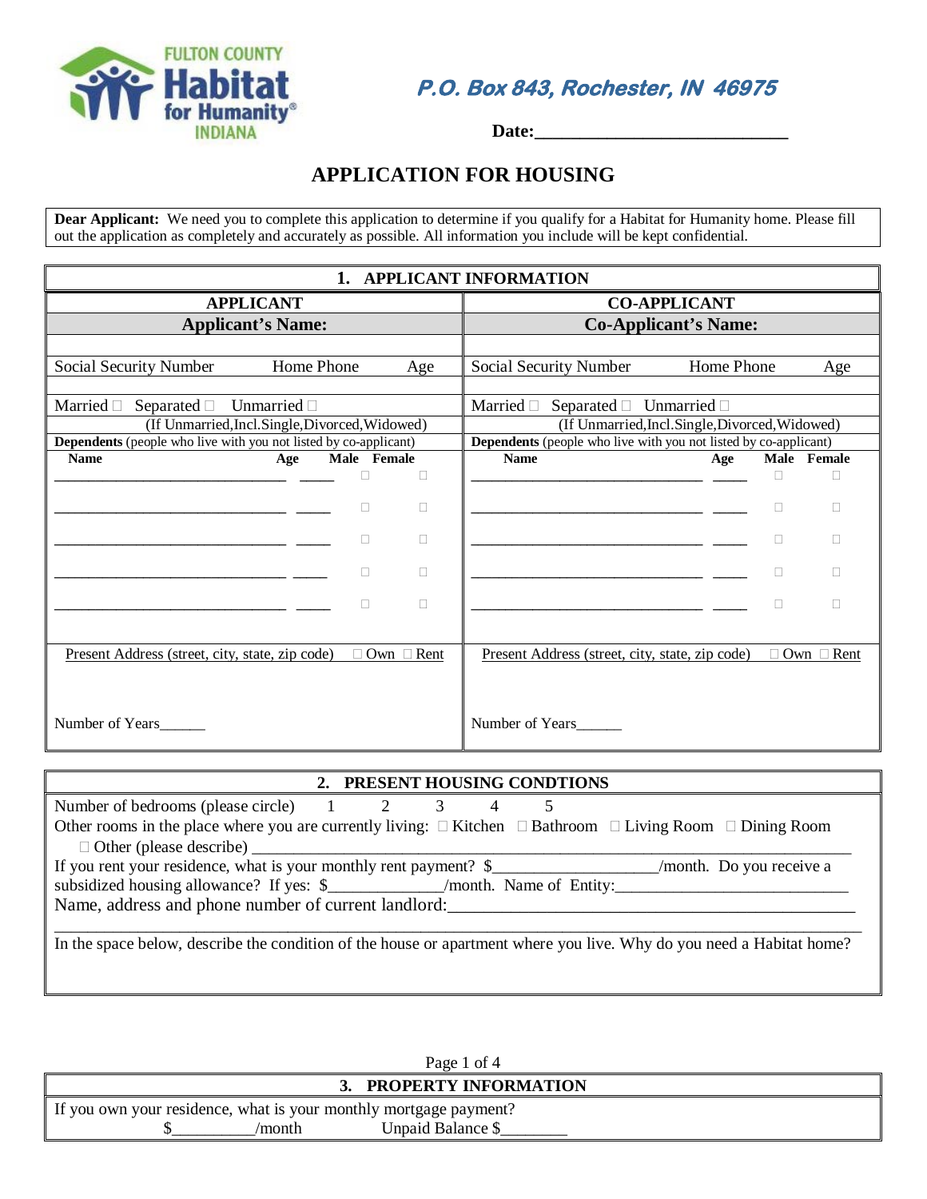FULTON COUNTY Habitat for Humanity® INDIANA

**P.O. Box 843, Rochester, IN 46975**

**Date:**_____________________________

# APPLICATION FOR HOUSING

**Dear Applicant:** We need you to complete this application to determine if you qualify for a Habitat for Humanity home. Please fill out the application as completely and accurately as possible. All information you include will be kept confidential.

## 1. APPLICANT INFORMATION

| APPLICANT | CO-APPLICANT |
|---|---|
| **Applicant's Name:** | **Co-Applicant's Name:** |
| | |
| Social Security Number     Home Phone     Age | Social Security Number     Home Phone     Age |
| | |
| Married ☐ Separated ☐ Unmarried ☐ | Married ☐ Separated ☐ Unmarried ☐ |
| (If Unmarried,Incl.Single,Divorced,Widowed) | (If Unmarried,Incl.Single,Divorced,Widowed) |
| **Dependents** (people who live with you not listed by co-applicant) | **Dependents** (people who live with you not listed by co-applicant) |
| **Name** ______ **Age** ____ **Male** ☐ **Female** ☐ | **Name** ______ **Age** ____ **Male** ☐ **Female** ☐ |
| ______________________________ _____ ☐ ☐ | ______________________________ _____ ☐ ☐ |
| ______________________________ _____ ☐ ☐ | ______________________________ _____ ☐ ☐ |
| ______________________________ _____ ☐ ☐ | ______________________________ _____ ☐ ☐ |
| ______________________________ _____ ☐ ☐ | ______________________________ _____ ☐ ☐ |
| Present Address (street, city, state, zip code) ☐ Own ☐ Rent | Present Address (street, city, state, zip code) ☐ Own ☐ Rent |
| Number of Years______ | Number of Years______ |

## 2. PRESENT HOUSING CONDTIONS

Number of bedrooms (please circle)   1   2   3   4   5

Other rooms in the place where you are currently living: ☐ Kitchen ☐ Bathroom ☐ Living Room ☐ Dining Room

☐ Other (please describe) ____________________________________________________________

If you rent your residence, what is your monthly rent payment? $___________________/month. Do you receive a subsidized housing allowance? If yes: $_____________/month. Name of Entity:___________________________

Name, address and phone number of current landlord:_______________________________________________

_____________________________________________________________________________________________

In the space below, describe the condition of the house or apartment where you live. Why do you need a Habitat home?

## 3. PROPERTY INFORMATION

If you own your residence, what is your monthly mortgage payment?

$__________/month          Unpaid Balance $________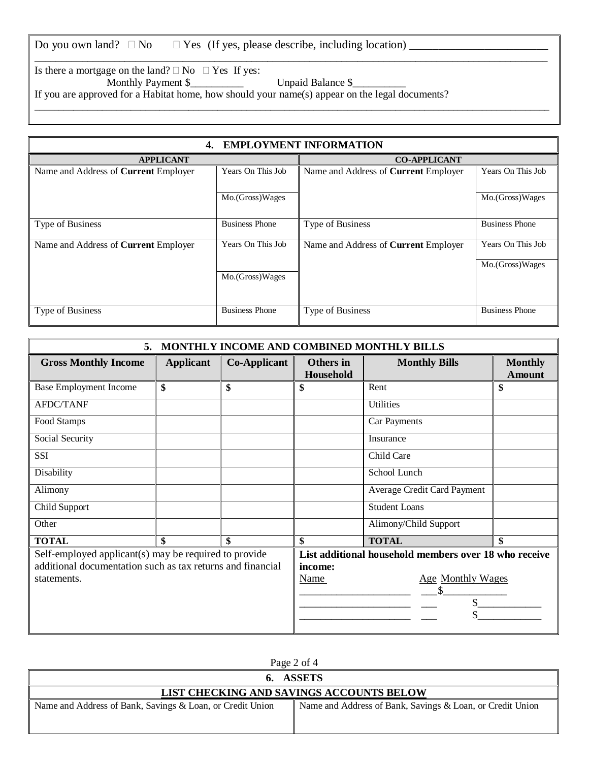Do you own land? ☐ No ☐ Yes (If yes, please describe, including location) ________________________
_____________________________________________________________________________________________

Is there a mortgage on the land? ☐ No ☐ Yes If yes:
Monthly Payment $__________ Unpaid Balance $__________

If you are approved for a Habitat home, how should your name(s) appear on the legal documents?
_____________________________________________________________________________________________

## 4. EMPLOYMENT INFORMATION

| APPLICANT | | CO-APPLICANT | |
|---|---|---|---|
| Name and Address of **Current** Employer | Years On This Job | Name and Address of **Current** Employer | Years On This Job |
| | Mo.(Gross)Wages | | Mo.(Gross)Wages |
| Type of Business | Business Phone | Type of Business | Business Phone |
| Name and Address of **Current** Employer | Years On This Job | Name and Address of **Current** Employer | Years On This Job |
| | Mo.(Gross)Wages | | Mo.(Gross)Wages |
| Type of Business | Business Phone | Type of Business | Business Phone |

## 5. MONTHLY INCOME AND COMBINED MONTHLY BILLS

| Gross Monthly Income | Applicant | Co-Applicant | Others in Household | Monthly Bills | Monthly Amount |
|---|---|---|---|---|---|
| Base Employment Income | $ | $ | $ | Rent | $ |
| AFDC/TANF | | | | Utilities | |
| Food Stamps | | | | Car Payments | |
| Social Security | | | | Insurance | |
| SSI | | | | Child Care | |
| Disability | | | | School Lunch | |
| Alimony | | | | Average Credit Card Payment | |
| Child Support | | | | Student Loans | |
| Other | | | | Alimony/Child Support | |
| **TOTAL** | $ | $ | $ | **TOTAL** | $ |

Self-employed applicant(s) may be required to provide additional documentation such as tax returns and financial statements.

**List additional household members over 18 who receive income:**

| Name | Age | Monthly Wages |
|---|---|---|
| ____________________ | ___ | $____________ |
| ____________________ | ___ | $____________ |
| ____________________ | ___ | $____________ |

## 6. ASSETS

### LIST CHECKING AND SAVINGS ACCOUNTS BELOW

| Name and Address of Bank, Savings & Loan, or Credit Union | Name and Address of Bank, Savings & Loan, or Credit Union |
|---|---|
| | |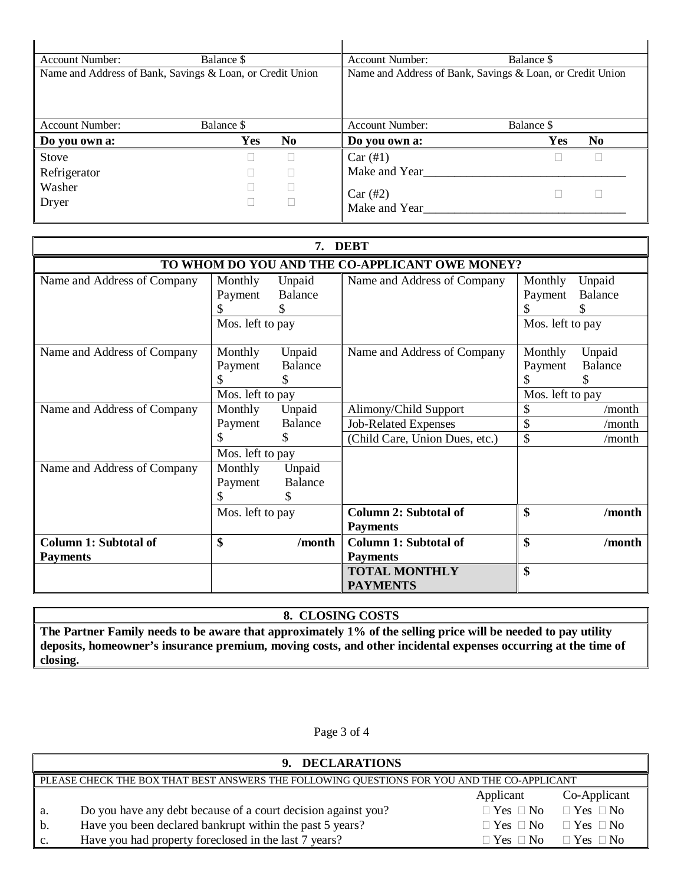| Account Number: Balance $ | Account Number: Balance $ |
|---|---|
| Name and Address of Bank, Savings & Loan, or Credit Union | Name and Address of Bank, Savings & Loan, or Credit Union |
| Account Number: Balance $ | Account Number: Balance $ |

| Do you own a: | Yes | No | Do you own a: | Yes | No |
|---|---|---|---|---|---|
| Stove | ☐ | ☐ | Car (#1) | ☐ | ☐ |
| Refrigerator | ☐ | ☐ | Make and Year________________________________ | | |
| Washer | ☐ | ☐ | Car (#2) | ☐ | ☐ |
| Dryer | ☐ | ☐ | Make and Year________________________________ | | |

## 7. DEBT

**TO WHOM DO YOU AND THE CO-APPLICANT OWE MONEY?**

| Name and Address of Company | Monthly Payment $ / Unpaid Balance $ | Name and Address of Company | Monthly Payment $ / Unpaid Balance $ |
|---|---|---|---|
| | Mos. left to pay | | Mos. left to pay |
| Name and Address of Company | Monthly Payment $ / Unpaid Balance $ | Name and Address of Company | Monthly Payment $ / Unpaid Balance $ |
| | Mos. left to pay | | Mos. left to pay |
| Name and Address of Company | Monthly Payment $ / Unpaid Balance $ | Alimony/Child Support | $ /month |
| | | Job-Related Expenses | $ /month |
| | | (Child Care, Union Dues, etc.) | $ /month |
| | Mos. left to pay | | |
| Name and Address of Company | Monthly Payment $ / Unpaid Balance $ | | |
| | Mos. left to pay | **Column 2: Subtotal of Payments** | **$ /month** |
| **Column 1: Subtotal of Payments** | **$ /month** | **Column 1: Subtotal of Payments** | **$ /month** |
| | | **TOTAL MONTHLY PAYMENTS** | **$** |

## 8. CLOSING COSTS

**The Partner Family needs to be aware that approximately 1% of the selling price will be needed to pay utility deposits, homeowner's insurance premium, moving costs, and other incidental expenses occurring at the time of closing.**

## 9. DECLARATIONS

PLEASE CHECK THE BOX THAT BEST ANSWERS THE FOLLOWING QUESTIONS FOR YOU AND THE CO-APPLICANT

| | | Applicant | Co-Applicant |
|---|---|---|---|
| a. | Do you have any debt because of a court decision against you? | ☐ Yes ☐ No | ☐ Yes ☐ No |
| b. | Have you been declared bankrupt within the past 5 years? | ☐ Yes ☐ No | ☐ Yes ☐ No |
| c. | Have you had property foreclosed in the last 7 years? | ☐ Yes ☐ No | ☐ Yes ☐ No |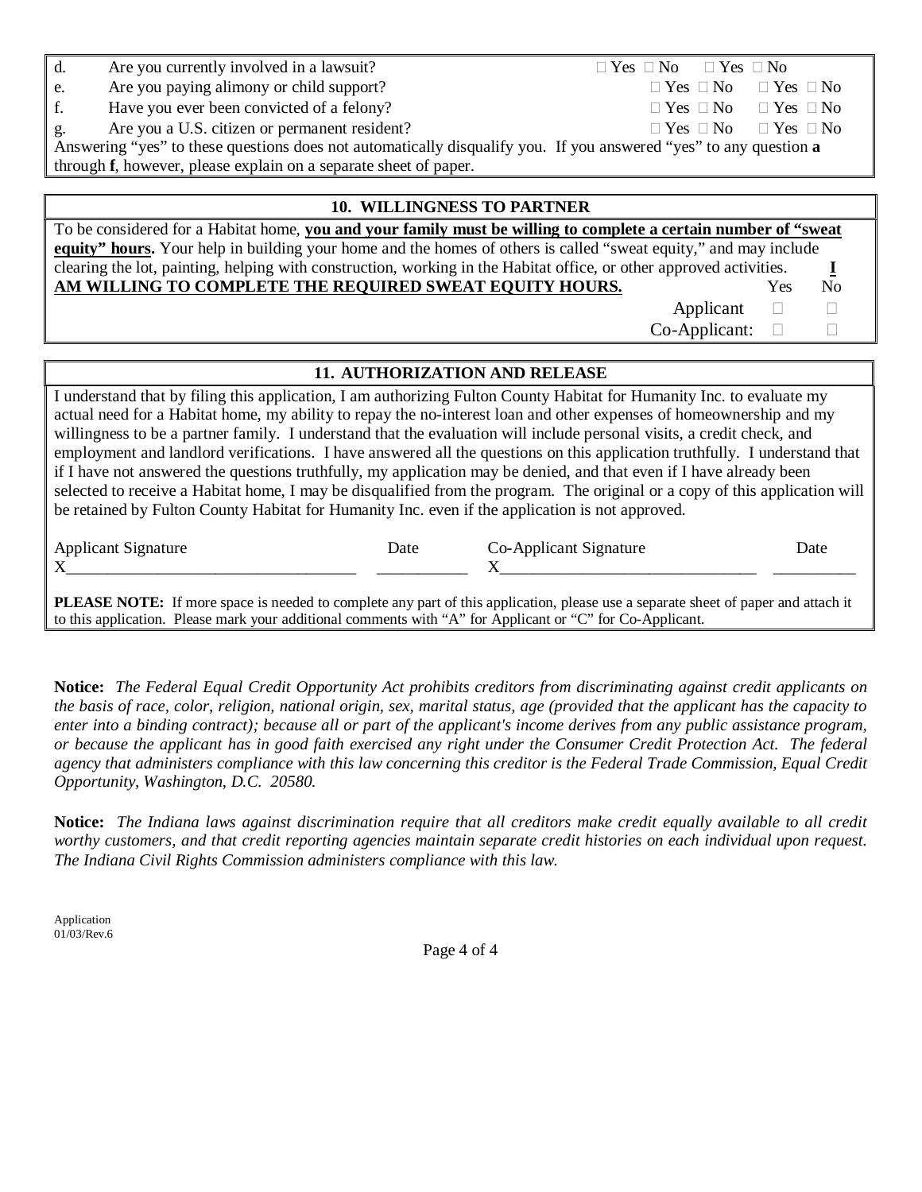| | | | |
|---|---|---|---|
| d. | Are you currently involved in a lawsuit? | ☐ Yes ☐ No | ☐ Yes ☐ No |
| e. | Are you paying alimony or child support? | ☐ Yes ☐ No | ☐ Yes ☐ No |
| f. | Have you ever been convicted of a felony? | ☐ Yes ☐ No | ☐ Yes ☐ No |
| g. | Are you a U.S. citizen or permanent resident? | ☐ Yes ☐ No | ☐ Yes ☐ No |

Answering "yes" to these questions does not automatically disqualify you. If you answered "yes" to any question **a** through **f**, however, please explain on a separate sheet of paper.

## 10. WILLINGNESS TO PARTNER

To be considered for a Habitat home, **you and your family must be willing to complete a certain number of "sweat equity" hours.** Your help in building your home and the homes of others is called "sweat equity," and may include clearing the lot, painting, helping with construction, working in the Habitat office, or other approved activities. **I AM WILLING TO COMPLETE THE REQUIRED SWEAT EQUITY HOURS.**

| | Yes | No |
|---|---|---|
| Applicant | ☐ | ☐ |
| Co-Applicant: | ☐ | ☐ |

## 11. AUTHORIZATION AND RELEASE

I understand that by filing this application, I am authorizing Fulton County Habitat for Humanity Inc. to evaluate my actual need for a Habitat home, my ability to repay the no-interest loan and other expenses of homeownership and my willingness to be a partner family. I understand that the evaluation will include personal visits, a credit check, and employment and landlord verifications. I have answered all the questions on this application truthfully. I understand that if I have not answered the questions truthfully, my application may be denied, and that even if I have already been selected to receive a Habitat home, I may be disqualified from the program. The original or a copy of this application will be retained by Fulton County Habitat for Humanity Inc. even if the application is not approved.

| Applicant Signature | Date | Co-Applicant Signature | Date |
|---|---|---|---|
| X__________________________________ | ___________ | X______________________________ | __________ |

**PLEASE NOTE:** If more space is needed to complete any part of this application, please use a separate sheet of paper and attach it to this application. Please mark your additional comments with "A" for Applicant or "C" for Co-Applicant.

**Notice:** *The Federal Equal Credit Opportunity Act prohibits creditors from discriminating against credit applicants on the basis of race, color, religion, national origin, sex, marital status, age (provided that the applicant has the capacity to enter into a binding contract); because all or part of the applicant's income derives from any public assistance program, or because the applicant has in good faith exercised any right under the Consumer Credit Protection Act. The federal agency that administers compliance with this law concerning this creditor is the Federal Trade Commission, Equal Credit Opportunity, Washington, D.C. 20580.*

**Notice:** *The Indiana laws against discrimination require that all creditors make credit equally available to all credit worthy customers, and that credit reporting agencies maintain separate credit histories on each individual upon request. The Indiana Civil Rights Commission administers compliance with this law.*

Application
01/03/Rev.6